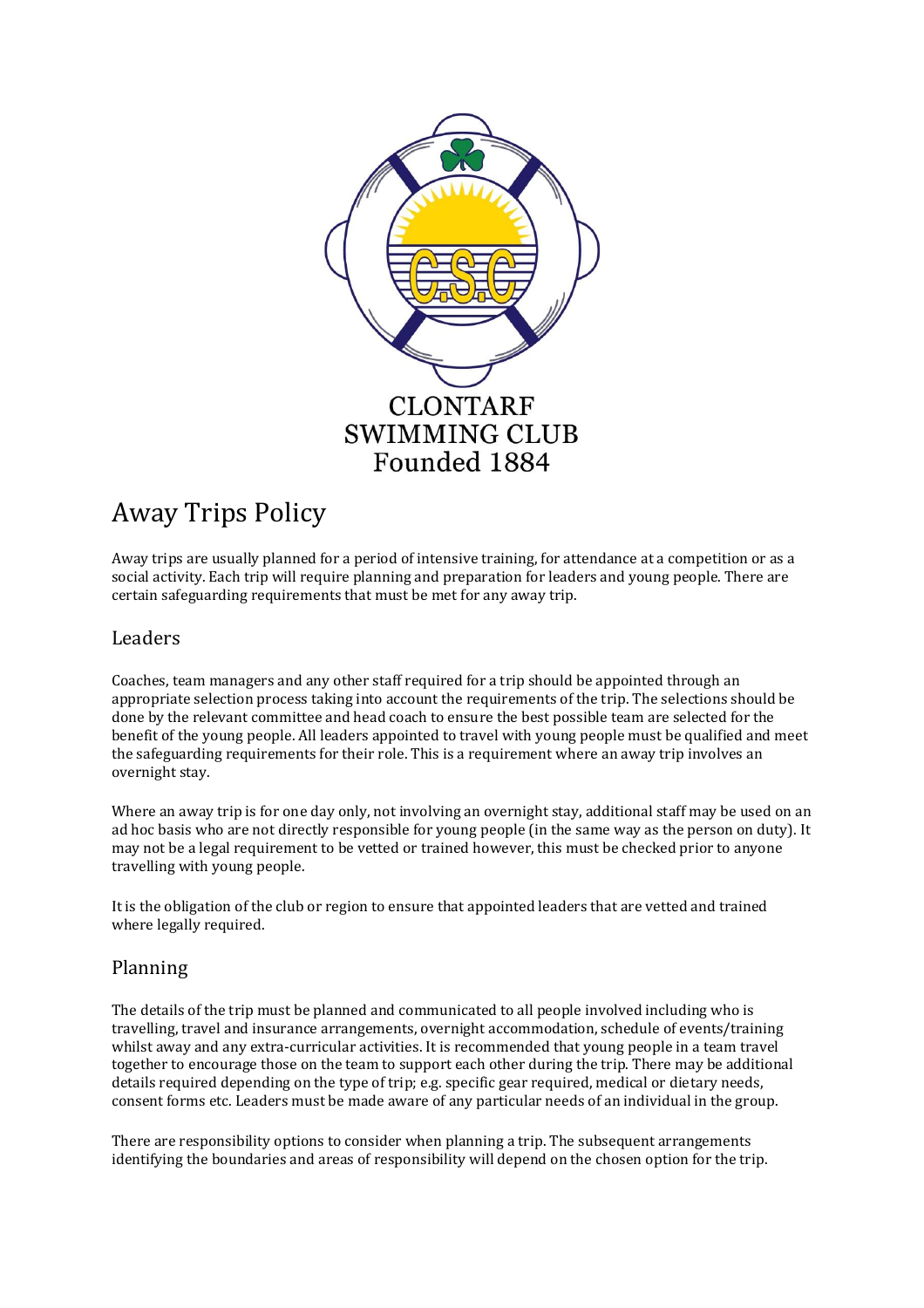CLONTARF SWIMMING CLUB
Founded 1884

# Away Trips Policy

Away trips are usually planned for a period of intensive training, for attendance at a competition or as a social activity. Each trip will require planning and preparation for leaders and young people. There are certain safeguarding requirements that must be met for any away trip.

## Leaders

Coaches, team managers and any other staff required for a trip should be appointed through an appropriate selection process taking into account the requirements of the trip. The selections should be done by the relevant committee and head coach to ensure the best possible team are selected for the benefit of the young people. All leaders appointed to travel with young people must be qualified and meet the safeguarding requirements for their role. This is a requirement where an away trip involves an overnight stay.

Where an away trip is for one day only, not involving an overnight stay, additional staff may be used on an ad hoc basis who are not directly responsible for young people (in the same way as the person on duty). It may not be a legal requirement to be vetted or trained however, this must be checked prior to anyone travelling with young people.

It is the obligation of the club or region to ensure that appointed leaders that are vetted and trained where legally required.

## Planning

The details of the trip must be planned and communicated to all people involved including who is travelling, travel and insurance arrangements, overnight accommodation, schedule of events/training whilst away and any extra-curricular activities. It is recommended that young people in a team travel together to encourage those on the team to support each other during the trip. There may be additional details required depending on the type of trip; e.g. specific gear required, medical or dietary needs, consent forms etc. Leaders must be made aware of any particular needs of an individual in the group.

There are responsibility options to consider when planning a trip. The subsequent arrangements identifying the boundaries and areas of responsibility will depend on the chosen option for the trip.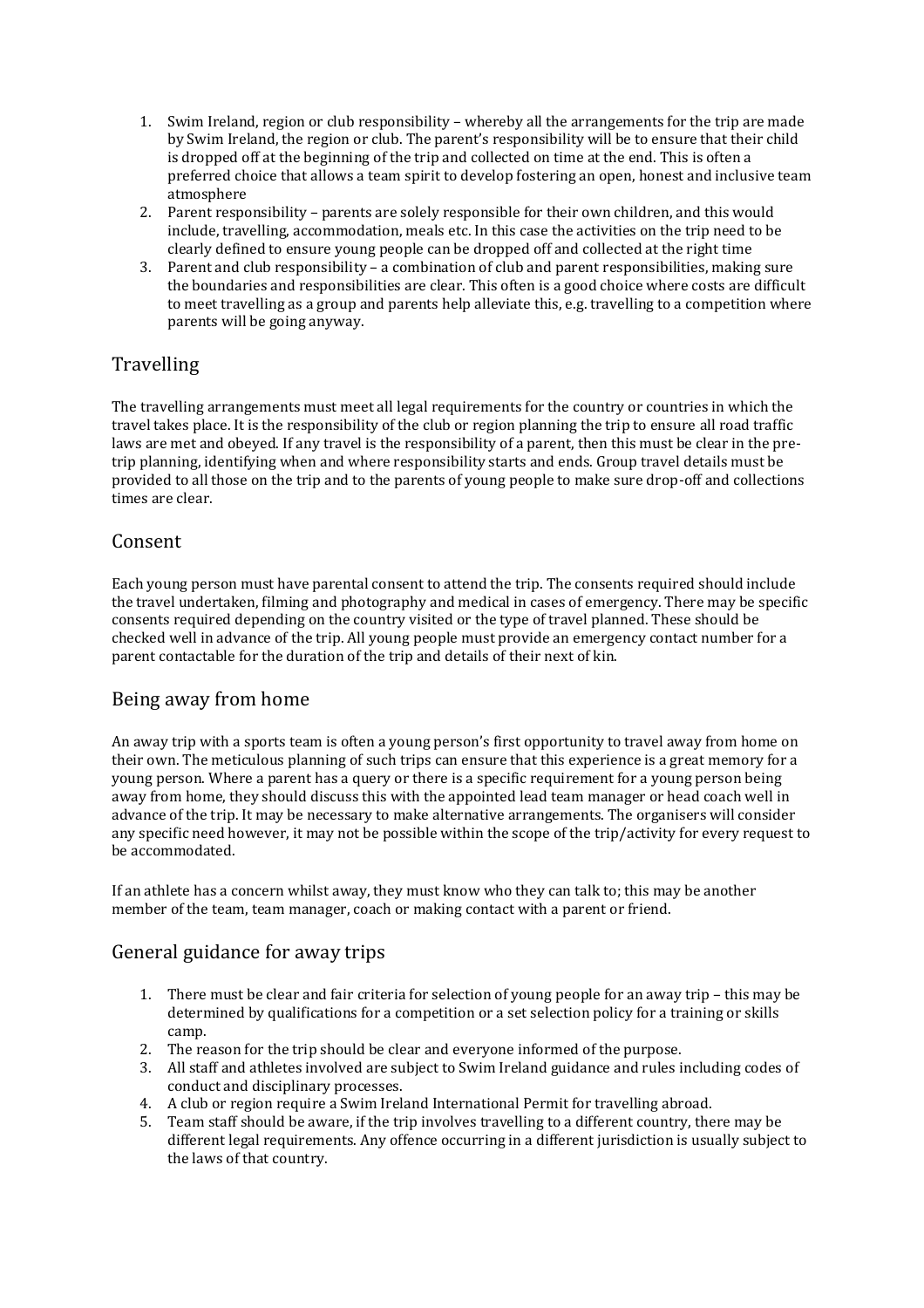1. Swim Ireland, region or club responsibility – whereby all the arrangements for the trip are made by Swim Ireland, the region or club. The parent's responsibility will be to ensure that their child is dropped off at the beginning of the trip and collected on time at the end. This is often a preferred choice that allows a team spirit to develop fostering an open, honest and inclusive team atmosphere
2. Parent responsibility – parents are solely responsible for their own children, and this would include, travelling, accommodation, meals etc. In this case the activities on the trip need to be clearly defined to ensure young people can be dropped off and collected at the right time
3. Parent and club responsibility – a combination of club and parent responsibilities, making sure the boundaries and responsibilities are clear. This often is a good choice where costs are difficult to meet travelling as a group and parents help alleviate this, e.g. travelling to a competition where parents will be going anyway.

## Travelling

The travelling arrangements must meet all legal requirements for the country or countries in which the travel takes place. It is the responsibility of the club or region planning the trip to ensure all road traffic laws are met and obeyed. If any travel is the responsibility of a parent, then this must be clear in the pre-trip planning, identifying when and where responsibility starts and ends. Group travel details must be provided to all those on the trip and to the parents of young people to make sure drop-off and collections times are clear.

## Consent

Each young person must have parental consent to attend the trip. The consents required should include the travel undertaken, filming and photography and medical in cases of emergency. There may be specific consents required depending on the country visited or the type of travel planned. These should be checked well in advance of the trip. All young people must provide an emergency contact number for a parent contactable for the duration of the trip and details of their next of kin.

## Being away from home

An away trip with a sports team is often a young person's first opportunity to travel away from home on their own. The meticulous planning of such trips can ensure that this experience is a great memory for a young person. Where a parent has a query or there is a specific requirement for a young person being away from home, they should discuss this with the appointed lead team manager or head coach well in advance of the trip. It may be necessary to make alternative arrangements. The organisers will consider any specific need however, it may not be possible within the scope of the trip/activity for every request to be accommodated.

If an athlete has a concern whilst away, they must know who they can talk to; this may be another member of the team, team manager, coach or making contact with a parent or friend.

## General guidance for away trips

1. There must be clear and fair criteria for selection of young people for an away trip – this may be determined by qualifications for a competition or a set selection policy for a training or skills camp.
2. The reason for the trip should be clear and everyone informed of the purpose.
3. All staff and athletes involved are subject to Swim Ireland guidance and rules including codes of conduct and disciplinary processes.
4. A club or region require a Swim Ireland International Permit for travelling abroad.
5. Team staff should be aware, if the trip involves travelling to a different country, there may be different legal requirements. Any offence occurring in a different jurisdiction is usually subject to the laws of that country.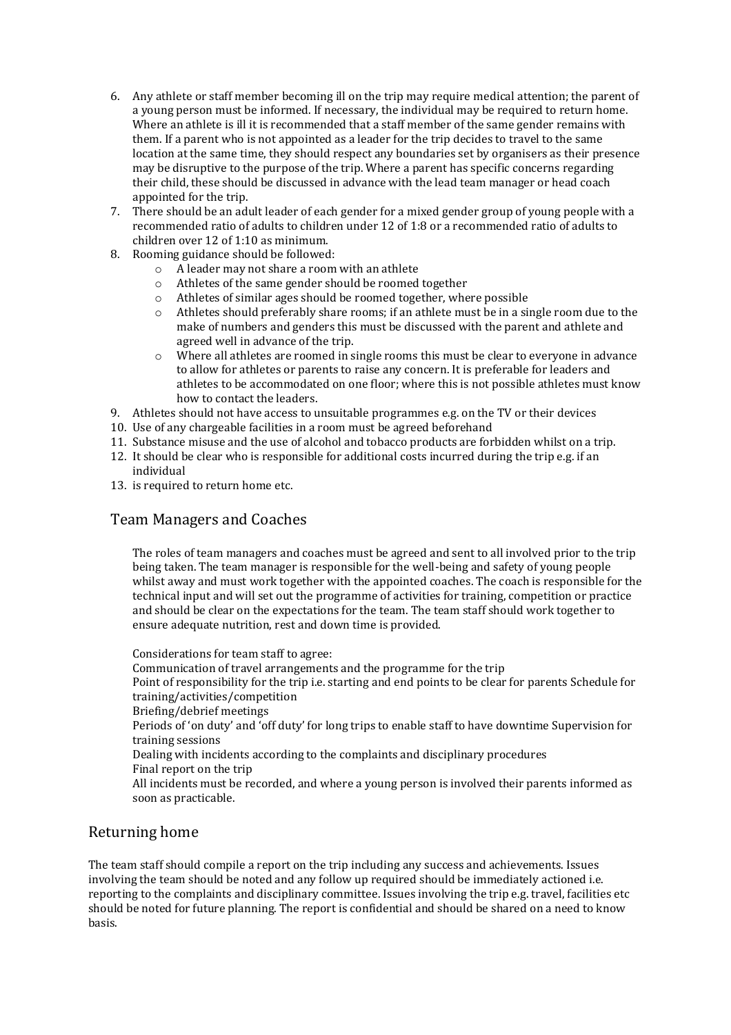6. Any athlete or staff member becoming ill on the trip may require medical attention; the parent of a young person must be informed. If necessary, the individual may be required to return home. Where an athlete is ill it is recommended that a staff member of the same gender remains with them. If a parent who is not appointed as a leader for the trip decides to travel to the same location at the same time, they should respect any boundaries set by organisers as their presence may be disruptive to the purpose of the trip. Where a parent has specific concerns regarding their child, these should be discussed in advance with the lead team manager or head coach appointed for the trip.
7. There should be an adult leader of each gender for a mixed gender group of young people with a recommended ratio of adults to children under 12 of 1:8 or a recommended ratio of adults to children over 12 of 1:10 as minimum.
8. Rooming guidance should be followed:
   - A leader may not share a room with an athlete
   - Athletes of the same gender should be roomed together
   - Athletes of similar ages should be roomed together, where possible
   - Athletes should preferably share rooms; if an athlete must be in a single room due to the make of numbers and genders this must be discussed with the parent and athlete and agreed well in advance of the trip.
   - Where all athletes are roomed in single rooms this must be clear to everyone in advance to allow for athletes or parents to raise any concern. It is preferable for leaders and athletes to be accommodated on one floor; where this is not possible athletes must know how to contact the leaders.
9. Athletes should not have access to unsuitable programmes e.g. on the TV or their devices
10. Use of any chargeable facilities in a room must be agreed beforehand
11. Substance misuse and the use of alcohol and tobacco products are forbidden whilst on a trip.
12. It should be clear who is responsible for additional costs incurred during the trip e.g. if an individual
13. is required to return home etc.

## Team Managers and Coaches

The roles of team managers and coaches must be agreed and sent to all involved prior to the trip being taken. The team manager is responsible for the well-being and safety of young people whilst away and must work together with the appointed coaches. The coach is responsible for the technical input and will set out the programme of activities for training, competition or practice and should be clear on the expectations for the team. The team staff should work together to ensure adequate nutrition, rest and down time is provided.

Considerations for team staff to agree:
Communication of travel arrangements and the programme for the trip
Point of responsibility for the trip i.e. starting and end points to be clear for parents Schedule for training/activities/competition
Briefing/debrief meetings
Periods of 'on duty' and 'off duty' for long trips to enable staff to have downtime Supervision for training sessions
Dealing with incidents according to the complaints and disciplinary procedures
Final report on the trip
All incidents must be recorded, and where a young person is involved their parents informed as soon as practicable.

## Returning home

The team staff should compile a report on the trip including any success and achievements. Issues involving the team should be noted and any follow up required should be immediately actioned i.e. reporting to the complaints and disciplinary committee. Issues involving the trip e.g. travel, facilities etc should be noted for future planning. The report is confidential and should be shared on a need to know basis.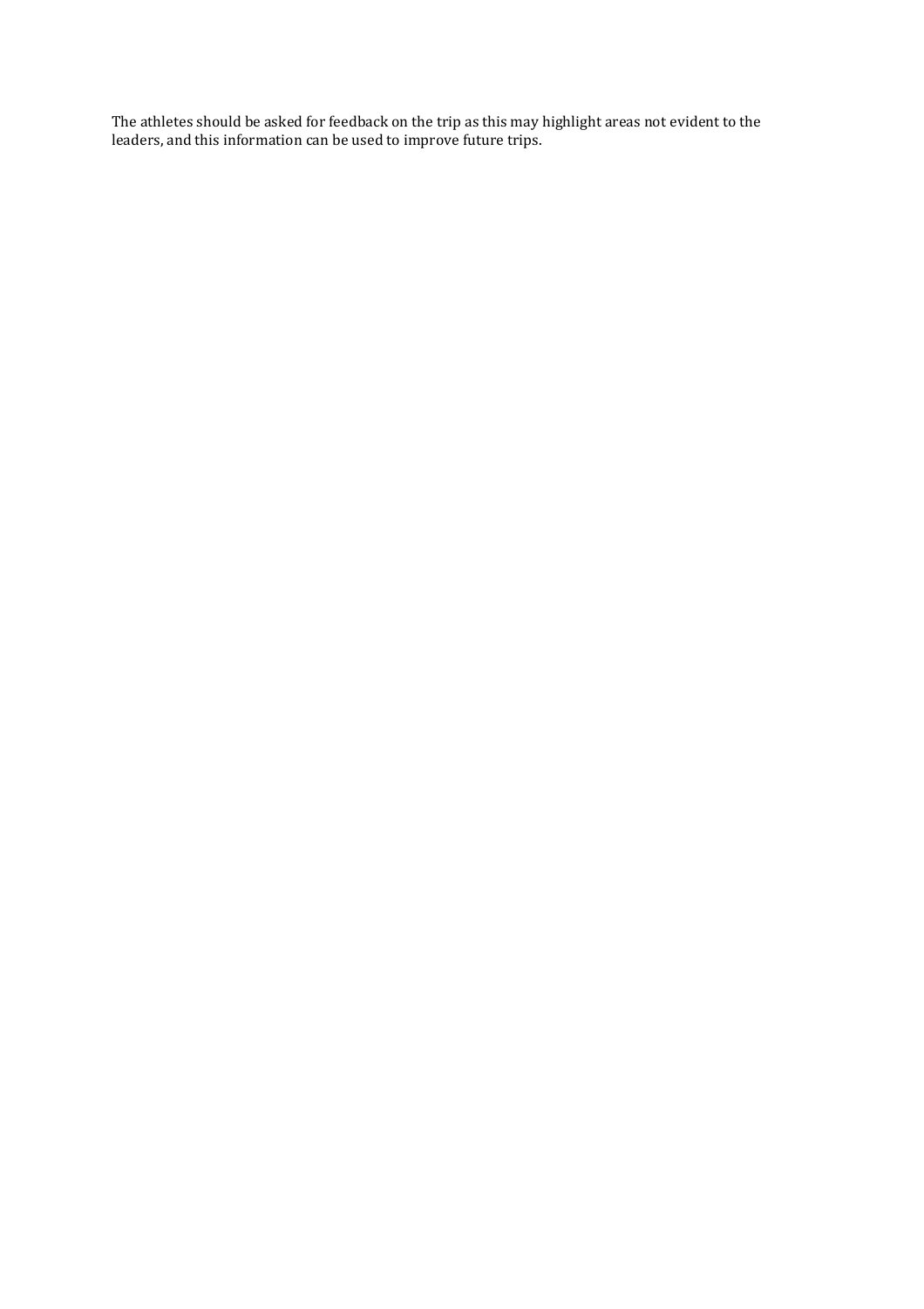The athletes should be asked for feedback on the trip as this may highlight areas not evident to the leaders, and this information can be used to improve future trips.